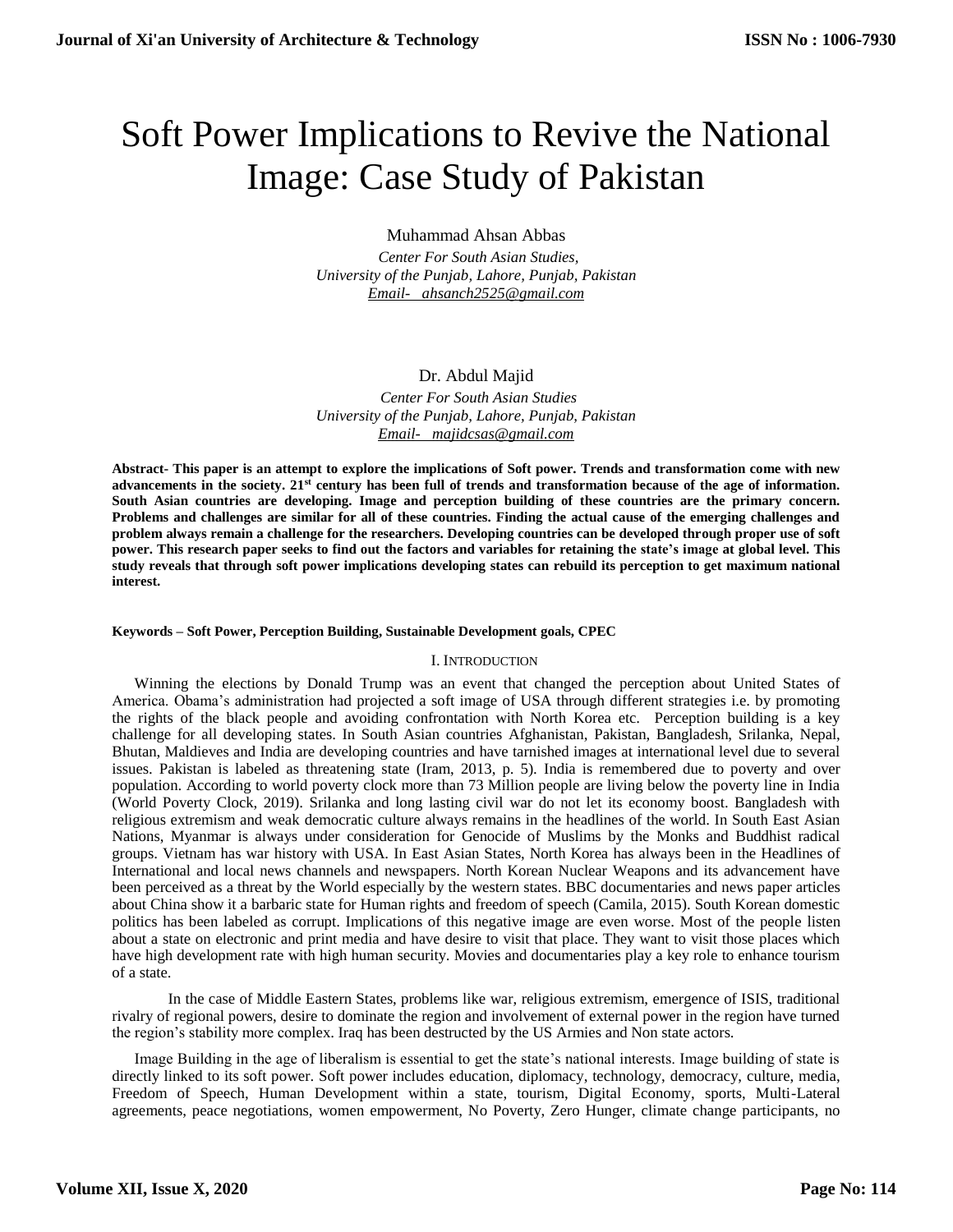# Soft Power Implications to Revive the National Image: Case Study of Pakistan

Muhammad Ahsan Abbas

*Center For South Asian Studies,*
*University of the Punjab, Lahore, Punjab, Pakistan*
*Email- ahsanch2525@gmail.com*

Dr. Abdul Majid

*Center For South Asian Studies*
*University of the Punjab, Lahore, Punjab, Pakistan*
*Email- majidcsas@gmail.com*

**Abstract- This paper is an attempt to explore the implications of Soft power. Trends and transformation come with new advancements in the society. 21st century has been full of trends and transformation because of the age of information. South Asian countries are developing. Image and perception building of these countries are the primary concern. Problems and challenges are similar for all of these countries. Finding the actual cause of the emerging challenges and problem always remain a challenge for the researchers. Developing countries can be developed through proper use of soft power. This research paper seeks to find out the factors and variables for retaining the state's image at global level. This study reveals that through soft power implications developing states can rebuild its perception to get maximum national interest.**

**Keywords – Soft Power, Perception Building, Sustainable Development goals, CPEC**

## I. Introduction

Winning the elections by Donald Trump was an event that changed the perception about United States of America. Obama's administration had projected a soft image of USA through different strategies i.e. by promoting the rights of the black people and avoiding confrontation with North Korea etc. Perception building is a key challenge for all developing states. In South Asian countries Afghanistan, Pakistan, Bangladesh, Srilanka, Nepal, Bhutan, Maldieves and India are developing countries and have tarnished images at international level due to several issues. Pakistan is labeled as threatening state (Iram, 2013, p. 5). India is remembered due to poverty and over population. According to world poverty clock more than 73 Million people are living below the poverty line in India (World Poverty Clock, 2019). Srilanka and long lasting civil war do not let its economy boost. Bangladesh with religious extremism and weak democratic culture always remains in the headlines of the world. In South East Asian Nations, Myanmar is always under consideration for Genocide of Muslims by the Monks and Buddhist radical groups. Vietnam has war history with USA. In East Asian States, North Korea has always been in the Headlines of International and local news channels and newspapers. North Korean Nuclear Weapons and its advancement have been perceived as a threat by the World especially by the western states. BBC documentaries and news paper articles about China show it a barbaric state for Human rights and freedom of speech (Camila, 2015). South Korean domestic politics has been labeled as corrupt. Implications of this negative image are even worse. Most of the people listen about a state on electronic and print media and have desire to visit that place. They want to visit those places which have high development rate with high human security. Movies and documentaries play a key role to enhance tourism of a state.

In the case of Middle Eastern States, problems like war, religious extremism, emergence of ISIS, traditional rivalry of regional powers, desire to dominate the region and involvement of external power in the region have turned the region's stability more complex. Iraq has been destructed by the US Armies and Non state actors.

Image Building in the age of liberalism is essential to get the state's national interests. Image building of state is directly linked to its soft power. Soft power includes education, diplomacy, technology, democracy, culture, media, Freedom of Speech, Human Development within a state, tourism, Digital Economy, sports, Multi-Lateral agreements, peace negotiations, women empowerment, No Poverty, Zero Hunger, climate change participants, no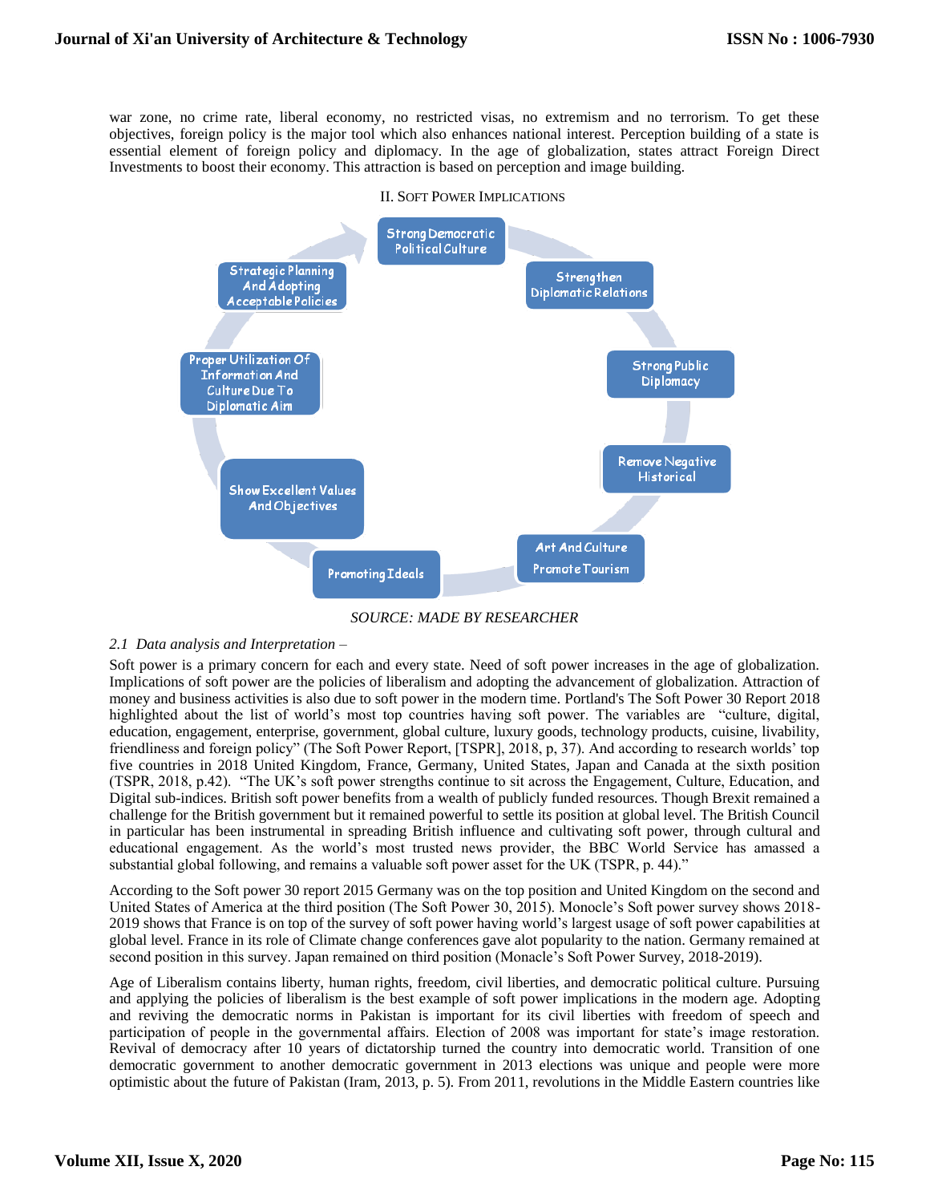war zone, no crime rate, liberal economy, no restricted visas, no extremism and no terrorism. To get these objectives, foreign policy is the major tool which also enhances national interest. Perception building of a state is essential element of foreign policy and diplomacy. In the age of globalization, states attract Foreign Direct Investments to boost their economy. This attraction is based on perception and image building.

## II. Soft Power Implications

- Strong Democratic Political Culture
- Strengthen Diplomatic Relations
- Strong Public Diplomacy
- Remove Negative Historical
- Art And Culture Promote Tourism
- Promoting Ideals
- Show Excellent Values And Objectives
- Proper Utilization Of Information And Culture Due To Diplomatic Aim
- Strategic Planning And Adopting Acceptable Policies

*SOURCE: MADE BY RESEARCHER*

### *2.1 Data analysis and Interpretation –*

Soft power is a primary concern for each and every state. Need of soft power increases in the age of globalization. Implications of soft power are the policies of liberalism and adopting the advancement of globalization. Attraction of money and business activities is also due to soft power in the modern time. Portland's The Soft Power 30 Report 2018 highlighted about the list of world's most top countries having soft power. The variables are "culture, digital, education, engagement, enterprise, government, global culture, luxury goods, technology products, cuisine, livability, friendliness and foreign policy" (The Soft Power Report, [TSPR], 2018, p, 37). And according to research worlds' top five countries in 2018 United Kingdom, France, Germany, United States, Japan and Canada at the sixth position (TSPR, 2018, p.42). "The UK's soft power strengths continue to sit across the Engagement, Culture, Education, and Digital sub-indices. British soft power benefits from a wealth of publicly funded resources. Though Brexit remained a challenge for the British government but it remained powerful to settle its position at global level. The British Council in particular has been instrumental in spreading British influence and cultivating soft power, through cultural and educational engagement. As the world's most trusted news provider, the BBC World Service has amassed a substantial global following, and remains a valuable soft power asset for the UK (TSPR, p. 44)."

According to the Soft power 30 report 2015 Germany was on the top position and United Kingdom on the second and United States of America at the third position (The Soft Power 30, 2015). Monocle's Soft power survey shows 2018-2019 shows that France is on top of the survey of soft power having world's largest usage of soft power capabilities at global level. France in its role of Climate change conferences gave alot popularity to the nation. Germany remained at second position in this survey. Japan remained on third position (Monacle's Soft Power Survey, 2018-2019).

Age of Liberalism contains liberty, human rights, freedom, civil liberties, and democratic political culture. Pursuing and applying the policies of liberalism is the best example of soft power implications in the modern age. Adopting and reviving the democratic norms in Pakistan is important for its civil liberties with freedom of speech and participation of people in the governmental affairs. Election of 2008 was important for state's image restoration. Revival of democracy after 10 years of dictatorship turned the country into democratic world. Transition of one democratic government to another democratic government in 2013 elections was unique and people were more optimistic about the future of Pakistan (Iram, 2013, p. 5). From 2011, revolutions in the Middle Eastern countries like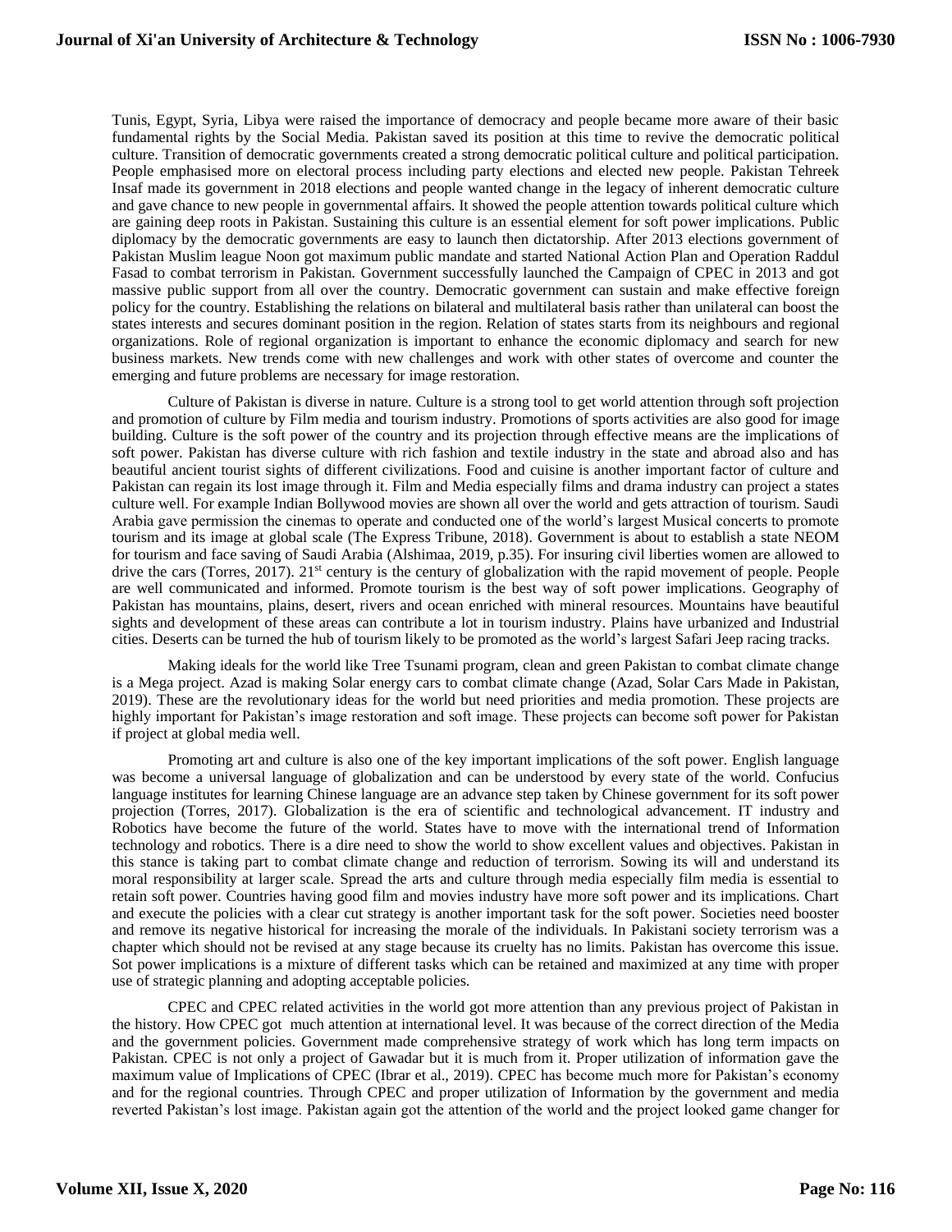Tunis, Egypt, Syria, Libya were raised the importance of democracy and people became more aware of their basic fundamental rights by the Social Media. Pakistan saved its position at this time to revive the democratic political culture. Transition of democratic governments created a strong democratic political culture and political participation. People emphasised more on electoral process including party elections and elected new people. Pakistan Tehreek Insaf made its government in 2018 elections and people wanted change in the legacy of inherent democratic culture and gave chance to new people in governmental affairs. It showed the people attention towards political culture which are gaining deep roots in Pakistan. Sustaining this culture is an essential element for soft power implications. Public diplomacy by the democratic governments are easy to launch then dictatorship. After 2013 elections government of Pakistan Muslim league Noon got maximum public mandate and started National Action Plan and Operation Raddul Fasad to combat terrorism in Pakistan. Government successfully launched the Campaign of CPEC in 2013 and got massive public support from all over the country. Democratic government can sustain and make effective foreign policy for the country. Establishing the relations on bilateral and multilateral basis rather than unilateral can boost the states interests and secures dominant position in the region. Relation of states starts from its neighbours and regional organizations. Role of regional organization is important to enhance the economic diplomacy and search for new business markets. New trends come with new challenges and work with other states of overcome and counter the emerging and future problems are necessary for image restoration.

Culture of Pakistan is diverse in nature. Culture is a strong tool to get world attention through soft projection and promotion of culture by Film media and tourism industry. Promotions of sports activities are also good for image building. Culture is the soft power of the country and its projection through effective means are the implications of soft power. Pakistan has diverse culture with rich fashion and textile industry in the state and abroad also and has beautiful ancient tourist sights of different civilizations. Food and cuisine is another important factor of culture and Pakistan can regain its lost image through it. Film and Media especially films and drama industry can project a states culture well. For example Indian Bollywood movies are shown all over the world and gets attraction of tourism. Saudi Arabia gave permission the cinemas to operate and conducted one of the world's largest Musical concerts to promote tourism and its image at global scale (The Express Tribune, 2018). Government is about to establish a state NEOM for tourism and face saving of Saudi Arabia (Alshimaa, 2019, p.35). For insuring civil liberties women are allowed to drive the cars (Torres, 2017). 21st century is the century of globalization with the rapid movement of people. People are well communicated and informed. Promote tourism is the best way of soft power implications. Geography of Pakistan has mountains, plains, desert, rivers and ocean enriched with mineral resources. Mountains have beautiful sights and development of these areas can contribute a lot in tourism industry. Plains have urbanized and Industrial cities. Deserts can be turned the hub of tourism likely to be promoted as the world's largest Safari Jeep racing tracks.

Making ideals for the world like Tree Tsunami program, clean and green Pakistan to combat climate change is a Mega project. Azad is making Solar energy cars to combat climate change (Azad, Solar Cars Made in Pakistan, 2019). These are the revolutionary ideas for the world but need priorities and media promotion. These projects are highly important for Pakistan's image restoration and soft image. These projects can become soft power for Pakistan if project at global media well.

Promoting art and culture is also one of the key important implications of the soft power. English language was become a universal language of globalization and can be understood by every state of the world. Confucius language institutes for learning Chinese language are an advance step taken by Chinese government for its soft power projection (Torres, 2017). Globalization is the era of scientific and technological advancement. IT industry and Robotics have become the future of the world. States have to move with the international trend of Information technology and robotics. There is a dire need to show the world to show excellent values and objectives. Pakistan in this stance is taking part to combat climate change and reduction of terrorism. Sowing its will and understand its moral responsibility at larger scale. Spread the arts and culture through media especially film media is essential to retain soft power. Countries having good film and movies industry have more soft power and its implications. Chart and execute the policies with a clear cut strategy is another important task for the soft power. Societies need booster and remove its negative historical for increasing the morale of the individuals. In Pakistani society terrorism was a chapter which should not be revised at any stage because its cruelty has no limits. Pakistan has overcome this issue. Sot power implications is a mixture of different tasks which can be retained and maximized at any time with proper use of strategic planning and adopting acceptable policies.

CPEC and CPEC related activities in the world got more attention than any previous project of Pakistan in the history. How CPEC got much attention at international level. It was because of the correct direction of the Media and the government policies. Government made comprehensive strategy of work which has long term impacts on Pakistan. CPEC is not only a project of Gawadar but it is much from it. Proper utilization of information gave the maximum value of Implications of CPEC (Ibrar et al., 2019). CPEC has become much more for Pakistan's economy and for the regional countries. Through CPEC and proper utilization of Information by the government and media reverted Pakistan's lost image. Pakistan again got the attention of the world and the project looked game changer for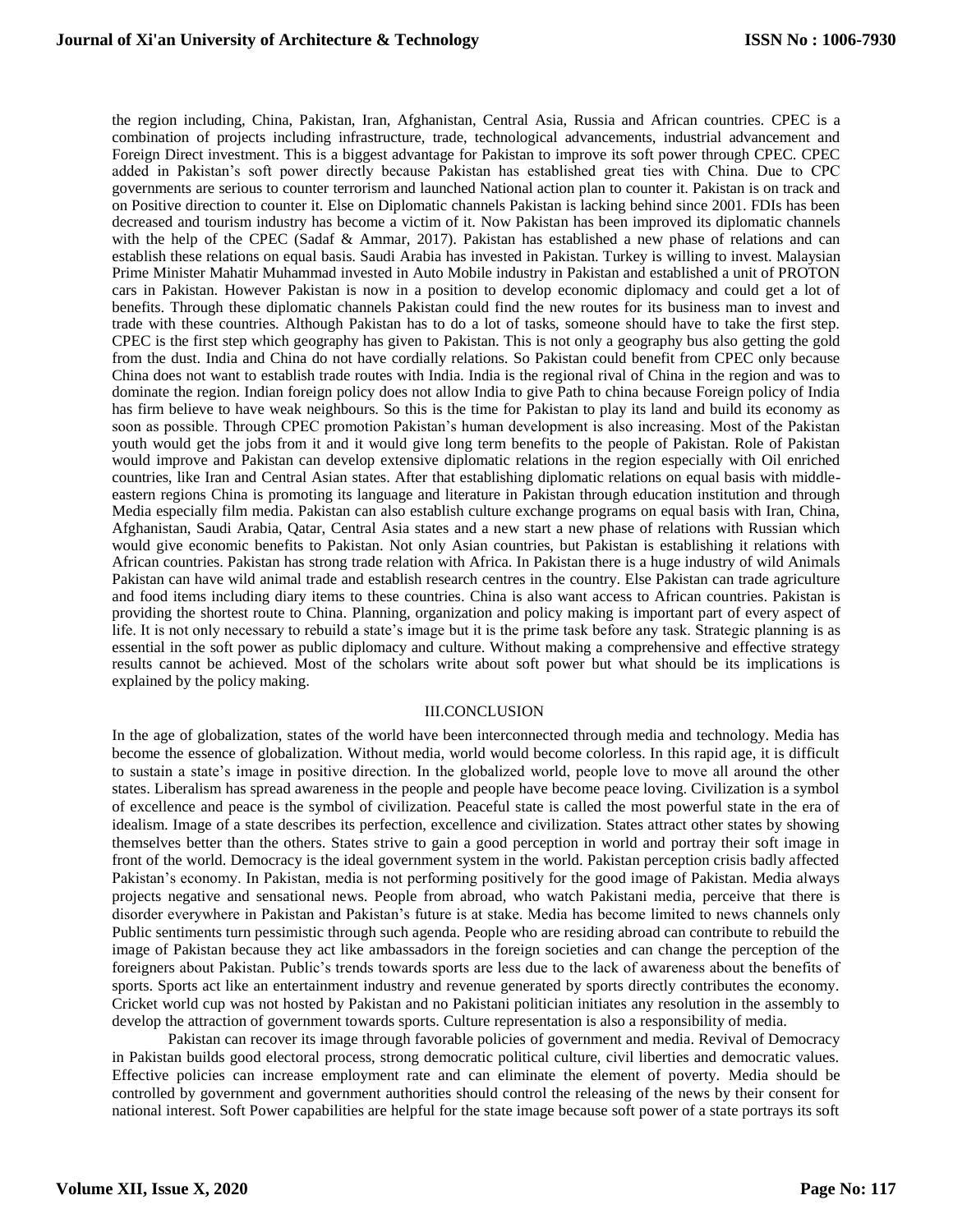the region including, China, Pakistan, Iran, Afghanistan, Central Asia, Russia and African countries. CPEC is a combination of projects including infrastructure, trade, technological advancements, industrial advancement and Foreign Direct investment. This is a biggest advantage for Pakistan to improve its soft power through CPEC. CPEC added in Pakistan's soft power directly because Pakistan has established great ties with China. Due to CPC governments are serious to counter terrorism and launched National action plan to counter it. Pakistan is on track and on Positive direction to counter it. Else on Diplomatic channels Pakistan is lacking behind since 2001. FDIs has been decreased and tourism industry has become a victim of it. Now Pakistan has been improved its diplomatic channels with the help of the CPEC (Sadaf & Ammar, 2017). Pakistan has established a new phase of relations and can establish these relations on equal basis. Saudi Arabia has invested in Pakistan. Turkey is willing to invest. Malaysian Prime Minister Mahatir Muhammad invested in Auto Mobile industry in Pakistan and established a unit of PROTON cars in Pakistan. However Pakistan is now in a position to develop economic diplomacy and could get a lot of benefits. Through these diplomatic channels Pakistan could find the new routes for its business man to invest and trade with these countries. Although Pakistan has to do a lot of tasks, someone should have to take the first step. CPEC is the first step which geography has given to Pakistan. This is not only a geography bus also getting the gold from the dust. India and China do not have cordially relations. So Pakistan could benefit from CPEC only because China does not want to establish trade routes with India. India is the regional rival of China in the region and was to dominate the region. Indian foreign policy does not allow India to give Path to china because Foreign policy of India has firm believe to have weak neighbours. So this is the time for Pakistan to play its land and build its economy as soon as possible. Through CPEC promotion Pakistan's human development is also increasing. Most of the Pakistan youth would get the jobs from it and it would give long term benefits to the people of Pakistan. Role of Pakistan would improve and Pakistan can develop extensive diplomatic relations in the region especially with Oil enriched countries, like Iran and Central Asian states. After that establishing diplomatic relations on equal basis with middle-eastern regions China is promoting its language and literature in Pakistan through education institution and through Media especially film media. Pakistan can also establish culture exchange programs on equal basis with Iran, China, Afghanistan, Saudi Arabia, Qatar, Central Asia states and a new start a new phase of relations with Russian which would give economic benefits to Pakistan. Not only Asian countries, but Pakistan is establishing it relations with African countries. Pakistan has strong trade relation with Africa. In Pakistan there is a huge industry of wild Animals Pakistan can have wild animal trade and establish research centres in the country. Else Pakistan can trade agriculture and food items including diary items to these countries. China is also want access to African countries. Pakistan is providing the shortest route to China. Planning, organization and policy making is important part of every aspect of life. It is not only necessary to rebuild a state's image but it is the prime task before any task. Strategic planning is as essential in the soft power as public diplomacy and culture. Without making a comprehensive and effective strategy results cannot be achieved. Most of the scholars write about soft power but what should be its implications is explained by the policy making.

## III.CONCLUSION

In the age of globalization, states of the world have been interconnected through media and technology. Media has become the essence of globalization. Without media, world would become colorless. In this rapid age, it is difficult to sustain a state's image in positive direction. In the globalized world, people love to move all around the other states. Liberalism has spread awareness in the people and people have become peace loving. Civilization is a symbol of excellence and peace is the symbol of civilization. Peaceful state is called the most powerful state in the era of idealism. Image of a state describes its perfection, excellence and civilization. States attract other states by showing themselves better than the others. States strive to gain a good perception in world and portray their soft image in front of the world. Democracy is the ideal government system in the world. Pakistan perception crisis badly affected Pakistan's economy. In Pakistan, media is not performing positively for the good image of Pakistan. Media always projects negative and sensational news. People from abroad, who watch Pakistani media, perceive that there is disorder everywhere in Pakistan and Pakistan's future is at stake. Media has become limited to news channels only Public sentiments turn pessimistic through such agenda. People who are residing abroad can contribute to rebuild the image of Pakistan because they act like ambassadors in the foreign societies and can change the perception of the foreigners about Pakistan. Public's trends towards sports are less due to the lack of awareness about the benefits of sports. Sports act like an entertainment industry and revenue generated by sports directly contributes the economy. Cricket world cup was not hosted by Pakistan and no Pakistani politician initiates any resolution in the assembly to develop the attraction of government towards sports. Culture representation is also a responsibility of media.

Pakistan can recover its image through favorable policies of government and media. Revival of Democracy in Pakistan builds good electoral process, strong democratic political culture, civil liberties and democratic values. Effective policies can increase employment rate and can eliminate the element of poverty. Media should be controlled by government and government authorities should control the releasing of the news by their consent for national interest. Soft Power capabilities are helpful for the state image because soft power of a state portrays its soft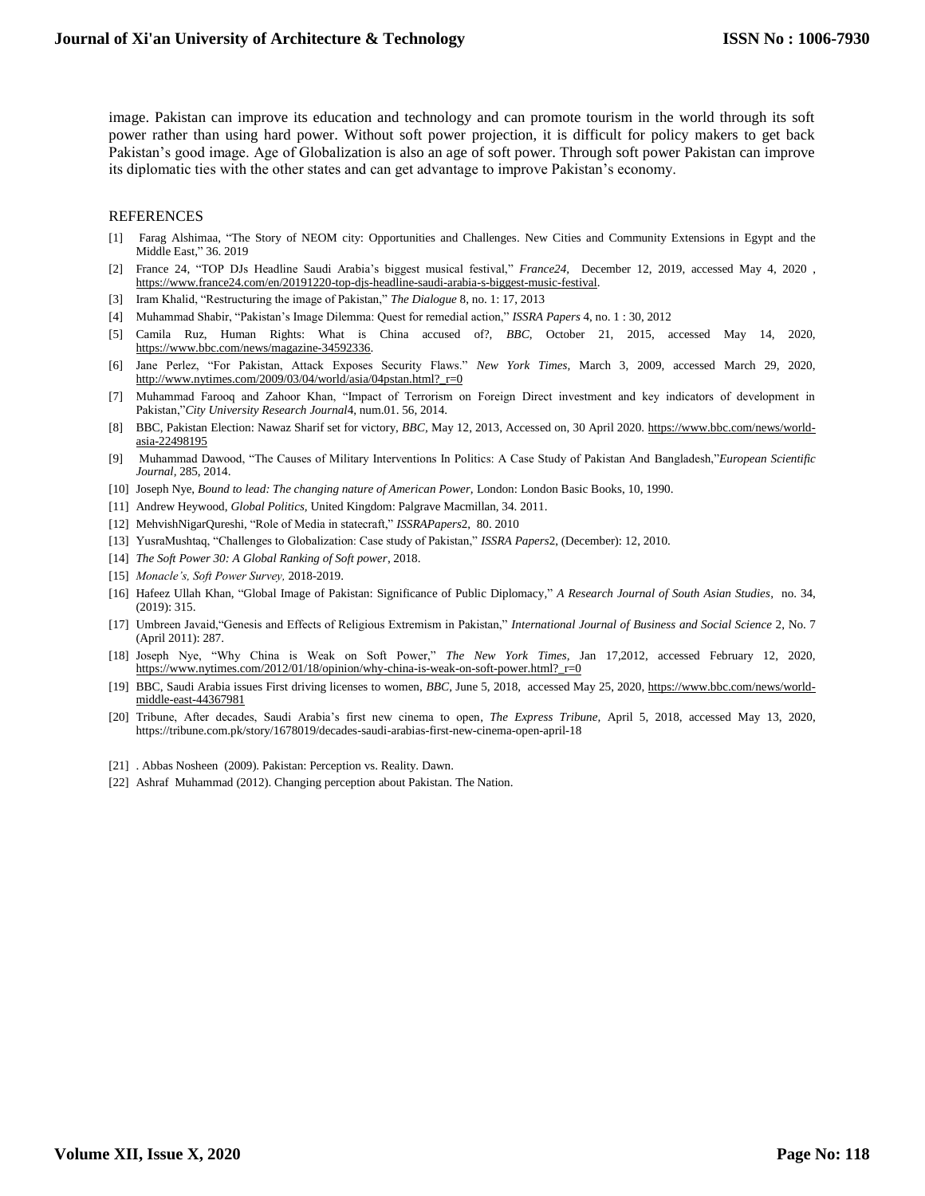image. Pakistan can improve its education and technology and can promote tourism in the world through its soft power rather than using hard power. Without soft power projection, it is difficult for policy makers to get back Pakistan's good image. Age of Globalization is also an age of soft power. Through soft power Pakistan can improve its diplomatic ties with the other states and can get advantage to improve Pakistan's economy.

## REFERENCES

[1] Farag Alshimaa, "The Story of NEOM city: Opportunities and Challenges. New Cities and Community Extensions in Egypt and the Middle East," 36. 2019

[2] France 24, "TOP DJs Headline Saudi Arabia's biggest musical festival," *France24,* December 12, 2019, accessed May 4, 2020 , https://www.france24.com/en/20191220-top-djs-headline-saudi-arabia-s-biggest-music-festival.

[3] Iram Khalid, "Restructuring the image of Pakistan," *The Dialogue* 8, no. 1: 17, 2013

[4] Muhammad Shabir, "Pakistan's Image Dilemma: Quest for remedial action," *ISSRA Papers* 4, no. 1 : 30, 2012

[5] Camila Ruz, Human Rights: What is China accused of?, *BBC*, October 21, 2015, accessed May 14, 2020, https://www.bbc.com/news/magazine-34592336.

[6] Jane Perlez, "For Pakistan, Attack Exposes Security Flaws." *New York Times*, March 3, 2009, accessed March 29, 2020, http://www.nytimes.com/2009/03/04/world/asia/04pstan.html?_r=0

[7] Muhammad Farooq and Zahoor Khan, "Impact of Terrorism on Foreign Direct investment and key indicators of development in Pakistan,"*City University Research Journal*4, num.01. 56, 2014.

[8] BBC, Pakistan Election: Nawaz Sharif set for victory, *BBC*, May 12, 2013, Accessed on, 30 April 2020. https://www.bbc.com/news/world-asia-22498195

[9] Muhammad Dawood, "The Causes of Military Interventions In Politics: A Case Study of Pakistan And Bangladesh,"*European Scientific Journal*, 285, 2014.

[10] Joseph Nye, *Bound to lead: The changing nature of American Power*, London: London Basic Books, 10, 1990.

[11] Andrew Heywood, *Global Politics*, United Kingdom: Palgrave Macmillan, 34. 2011.

[12] MehvishNigarQureshi, "Role of Media in statecraft," *ISSRAPapers*2, 80. 2010

[13] YusraMushtaq, "Challenges to Globalization: Case study of Pakistan," *ISSRA Papers*2, (December): 12, 2010.

[14] *The Soft Power 30: A Global Ranking of Soft power*, 2018.

[15] *Monacle's, Soft Power Survey,* 2018-2019.

[16] Hafeez Ullah Khan, "Global Image of Pakistan: Significance of Public Diplomacy," *A Research Journal of South Asian Studies*, no. 34, (2019): 315.

[17] Umbreen Javaid,"Genesis and Effects of Religious Extremism in Pakistan," *International Journal of Business and Social Science* 2, No. 7 (April 2011): 287.

[18] Joseph Nye, "Why China is Weak on Soft Power," *The New York Times*, Jan 17,2012, accessed February 12, 2020, https://www.nytimes.com/2012/01/18/opinion/why-china-is-weak-on-soft-power.html?_r=0

[19] BBC, Saudi Arabia issues First driving licenses to women, *BBC*, June 5, 2018, accessed May 25, 2020, https://www.bbc.com/news/world-middle-east-44367981

[20] Tribune, After decades, Saudi Arabia's first new cinema to open, *The Express Tribune*, April 5, 2018, accessed May 13, 2020, https://tribune.com.pk/story/1678019/decades-saudi-arabias-first-new-cinema-open-april-18

[21] . Abbas Nosheen (2009). Pakistan: Perception vs. Reality. Dawn.

[22] Ashraf Muhammad (2012). Changing perception about Pakistan. The Nation.